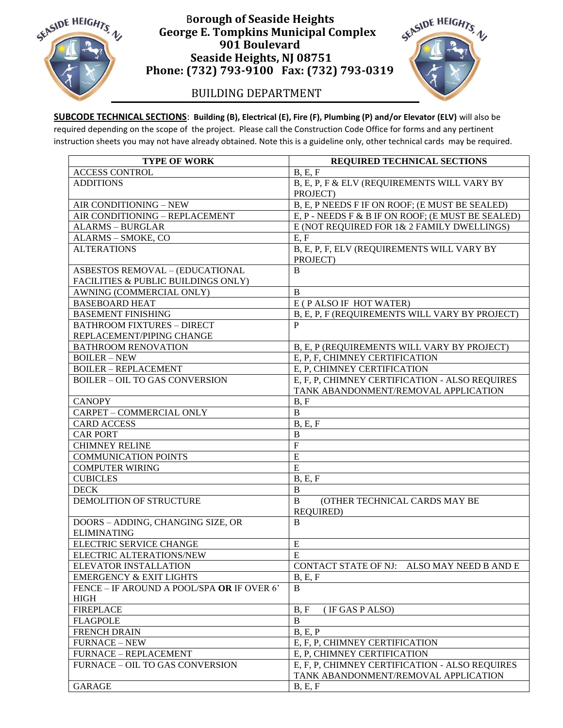# Borough of Seaside Heights
## George E. Tompkins Municipal Complex
## 901 Boulevard
## Seaside Heights, NJ 08751
## Phone: (732) 793-9100 Fax: (732) 793-0319

BUILDING DEPARTMENT

**SUBCODE TECHNICAL SECTIONS**: **Building (B), Electrical (E), Fire (F), Plumbing (P) and/or Elevator (ELV)** will also be required depending on the scope of the project. Please call the Construction Code Office for forms and any pertinent instruction sheets you may not have already obtained. Note this is a guideline only, other technical cards may be required.

| TYPE OF WORK | REQUIRED TECHNICAL SECTIONS |
|---|---|
| ACCESS CONTROL | B, E, F |
| ADDITIONS | B, E, P, F & ELV (REQUIREMENTS WILL VARY BY PROJECT) |
| AIR CONDITIONING – NEW | B, E, P NEEDS F IF ON ROOF; (E MUST BE SEALED) |
| AIR CONDITIONING – REPLACEMENT | E, P - NEEDS F & B IF ON ROOF; (E MUST BE SEALED) |
| ALARMS – BURGLAR | E (NOT REQUIRED FOR 1& 2 FAMILY DWELLINGS) |
| ALARMS – SMOKE, CO | E, F |
| ALTERATIONS | B, E, P, F, ELV (REQUIREMENTS WILL VARY BY PROJECT) |
| ASBESTOS REMOVAL – (EDUCATIONAL FACILITIES & PUBLIC BUILDINGS ONLY) | B |
| AWNING (COMMERCIAL ONLY) | B |
| BASEBOARD HEAT | E ( P ALSO IF HOT WATER) |
| BASEMENT FINISHING | B, E, P, F (REQUIREMENTS WILL VARY BY PROJECT) |
| BATHROOM FIXTURES – DIRECT REPLACEMENT/PIPING CHANGE | P |
| BATHROOM RENOVATION | B, E, P (REQUIREMENTS WILL VARY BY PROJECT) |
| BOILER – NEW | E, P, F, CHIMNEY CERTIFICATION |
| BOILER – REPLACEMENT | E, P, CHIMNEY CERTIFICATION |
| BOILER – OIL TO GAS CONVERSION | E, F, P, CHIMNEY CERTIFICATION - ALSO REQUIRES TANK ABANDONMENT/REMOVAL APPLICATION |
| CANOPY | B, F |
| CARPET – COMMERCIAL ONLY | B |
| CARD ACCESS | B, E, F |
| CAR PORT | B |
| CHIMNEY RELINE | F |
| COMMUNICATION POINTS | E |
| COMPUTER WIRING | E |
| CUBICLES | B, E, F |
| DECK | B |
| DEMOLITION OF STRUCTURE | B (OTHER TECHNICAL CARDS MAY BE REQUIRED) |
| DOORS – ADDING, CHANGING SIZE, OR ELIMINATING | B |
| ELECTRIC SERVICE CHANGE | E |
| ELECTRIC ALTERATIONS/NEW | E |
| ELEVATOR INSTALLATION | CONTACT STATE OF NJ: ALSO MAY NEED B AND E |
| EMERGENCY & EXIT LIGHTS | B, E, F |
| FENCE – IF AROUND A POOL/SPA **OR** IF OVER 6' HIGH | B |
| FIREPLACE | B, F ( IF GAS P ALSO) |
| FLAGPOLE | B |
| FRENCH DRAIN | B, E, P |
| FURNACE – NEW | E, F, P, CHIMNEY CERTIFICATION |
| FURNACE – REPLACEMENT | E, P, CHIMNEY CERTIFICATION |
| FURNACE – OIL TO GAS CONVERSION | E, F, P, CHIMNEY CERTIFICATION - ALSO REQUIRES TANK ABANDONMENT/REMOVAL APPLICATION |
| GARAGE | B, E, F |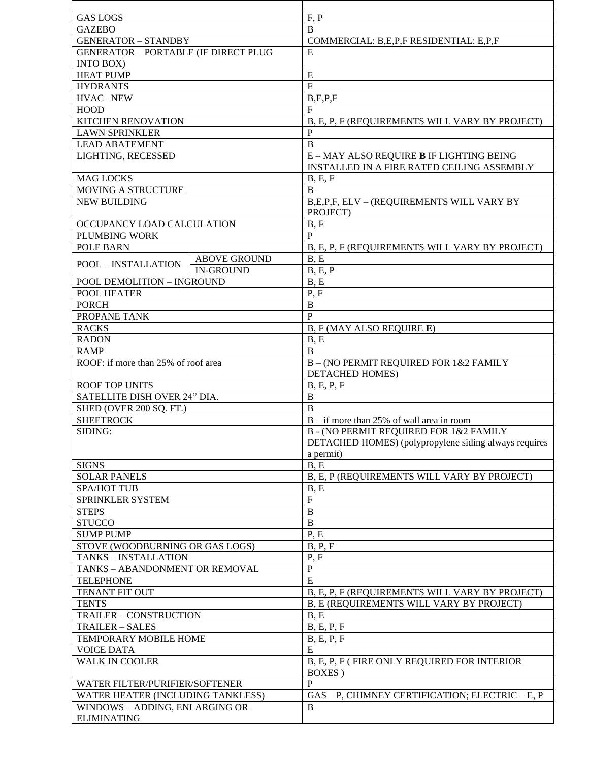| | | |
|---|---|---|
| GAS LOGS | | F, P |
| GAZEBO | | B |
| GENERATOR – STANDBY | | COMMERCIAL: B,E,P,F RESIDENTIAL: E,P,F |
| GENERATOR – PORTABLE (IF DIRECT PLUG INTO BOX) | | E |
| HEAT PUMP | | E |
| HYDRANTS | | F |
| HVAC –NEW | | B,E,P,F |
| HOOD | | F |
| KITCHEN RENOVATION | | B, E, P, F (REQUIREMENTS WILL VARY BY PROJECT) |
| LAWN SPRINKLER | | P |
| LEAD ABATEMENT | | B |
| LIGHTING, RECESSED | | E – MAY ALSO REQUIRE **B** IF LIGHTING BEING INSTALLED IN A FIRE RATED CEILING ASSEMBLY |
| MAG LOCKS | | B, E, F |
| MOVING A STRUCTURE | | B |
| NEW BUILDING | | B,E,P,F, ELV – (REQUIREMENTS WILL VARY BY PROJECT) |
| OCCUPANCY LOAD CALCULATION | | B, F |
| PLUMBING WORK | | P |
| POLE BARN | | B, E, P, F (REQUIREMENTS WILL VARY BY PROJECT) |
| POOL – INSTALLATION | ABOVE GROUND | B, E |
| | IN-GROUND | B, E, P |
| POOL DEMOLITION – INGROUND | | B, E |
| POOL HEATER | | P, F |
| PORCH | | B |
| PROPANE TANK | | P |
| RACKS | | B, F (MAY ALSO REQUIRE **E**) |
| RADON | | B, E |
| RAMP | | B |
| ROOF: if more than 25% of roof area | | B – (NO PERMIT REQUIRED FOR 1&2 FAMILY DETACHED HOMES) |
| ROOF TOP UNITS | | B, E, P, F |
| SATELLITE DISH OVER 24” DIA. | | B |
| SHED (OVER 200 SQ. FT.) | | B |
| SHEETROCK | | B – if more than 25% of wall area in room |
| SIDING: | | B - (NO PERMIT REQUIRED FOR 1&2 FAMILY DETACHED HOMES) (polypropylene siding always requires a permit) |
| SIGNS | | B, E |
| SOLAR PANELS | | B, E, P (REQUIREMENTS WILL VARY BY PROJECT) |
| SPA/HOT TUB | | B, E |
| SPRINKLER SYSTEM | | F |
| STEPS | | B |
| STUCCO | | B |
| SUMP PUMP | | P, E |
| STOVE (WOODBURNING OR GAS LOGS) | | B, P, F |
| TANKS – INSTALLATION | | P, F |
| TANKS – ABANDONMENT OR REMOVAL | | P |
| TELEPHONE | | E |
| TENANT FIT OUT | | B, E, P, F (REQUIREMENTS WILL VARY BY PROJECT) |
| TENTS | | B, E (REQUIREMENTS WILL VARY BY PROJECT) |
| TRAILER – CONSTRUCTION | | B, E |
| TRAILER – SALES | | B, E, P, F |
| TEMPORARY MOBILE HOME | | B, E, P, F |
| VOICE DATA | | E |
| WALK IN COOLER | | B, E, P, F ( FIRE ONLY REQUIRED FOR INTERIOR BOXES ) |
| WATER FILTER/PURIFIER/SOFTENER | | P |
| WATER HEATER (INCLUDING TANKLESS) | | GAS – P, CHIMNEY CERTIFICATION; ELECTRIC – E, P |
| WINDOWS – ADDING, ENLARGING OR ELIMINATING | | B |